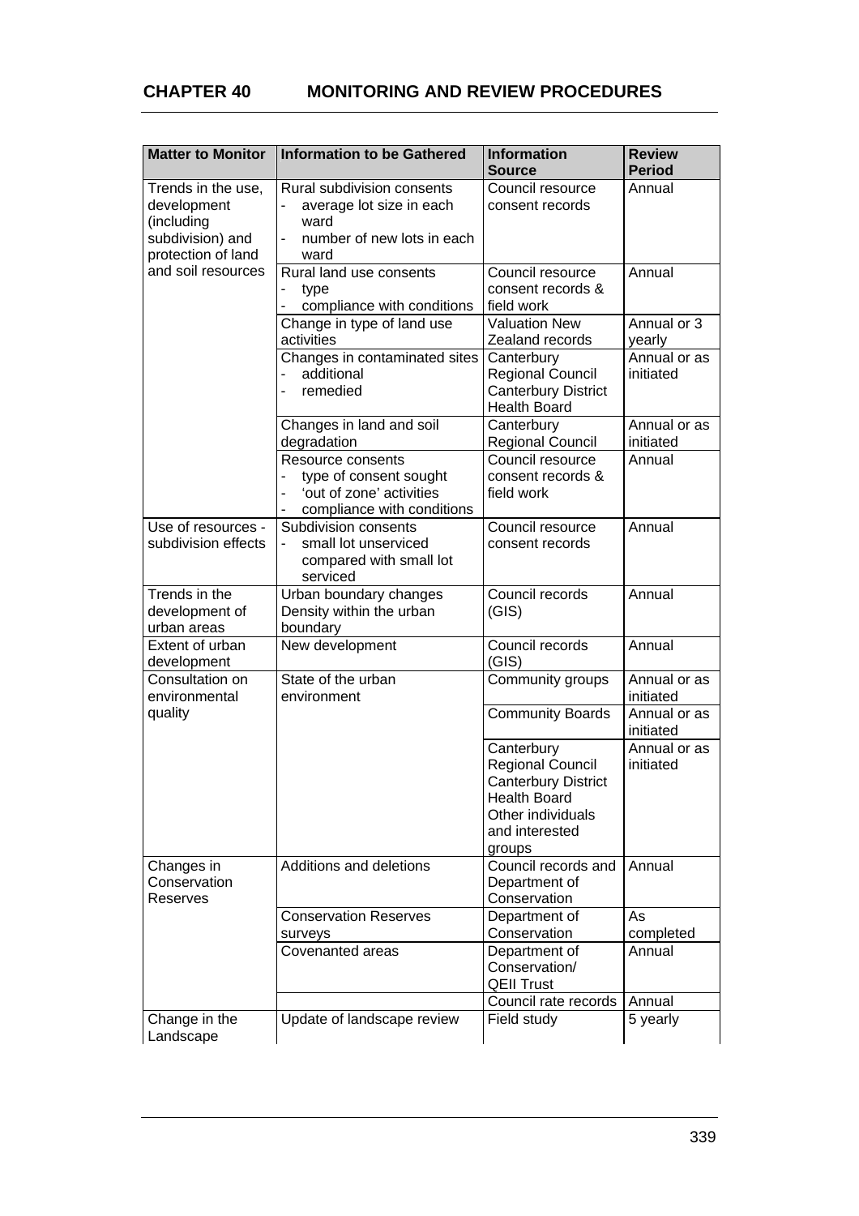# CHAPTER 40 MONITORING AND REVIEW PROCEDURES

| Matter to Monitor | Information to be Gathered | Information Source | Review Period |
|---|---|---|---|
| Trends in the use, development (including subdivision) and protection of land and soil resources | Rural subdivision consents<br>- average lot size in each ward<br>- number of new lots in each ward | Council resource consent records | Annual |
| | Rural land use consents<br>- type<br>- compliance with conditions | Council resource consent records & field work | Annual |
| | Change in type of land use activities | Valuation New Zealand records | Annual or 3 yearly |
| | Changes in contaminated sites<br>- additional<br>- remedied | Canterbury Regional Council<br>Canterbury District Health Board | Annual or as initiated |
| | Changes in land and soil degradation | Canterbury Regional Council | Annual or as initiated |
| | Resource consents<br>- type of consent sought<br>- 'out of zone' activities<br>- compliance with conditions | Council resource consent records & field work | Annual |
| Use of resources - subdivision effects | Subdivision consents<br>- small lot unserviced compared with small lot serviced | Council resource consent records | Annual |
| Trends in the development of urban areas | Urban boundary changes<br>Density within the urban boundary | Council records (GIS) | Annual |
| Extent of urban development | New development | Council records (GIS) | Annual |
| Consultation on environmental quality | State of the urban environment | Community groups | Annual or as initiated |
| | | Community Boards | Annual or as initiated |
| | | Canterbury Regional Council<br>Canterbury District Health Board<br>Other individuals and interested groups | Annual or as initiated |
| Changes in Conservation Reserves | Additions and deletions | Council records and Department of Conservation | Annual |
| | Conservation Reserves surveys | Department of Conservation | As completed |
| | Covenanted areas | Department of Conservation/ QEII Trust | Annual |
| | | Council rate records | Annual |
| Change in the Landscape | Update of landscape review | Field study | 5 yearly |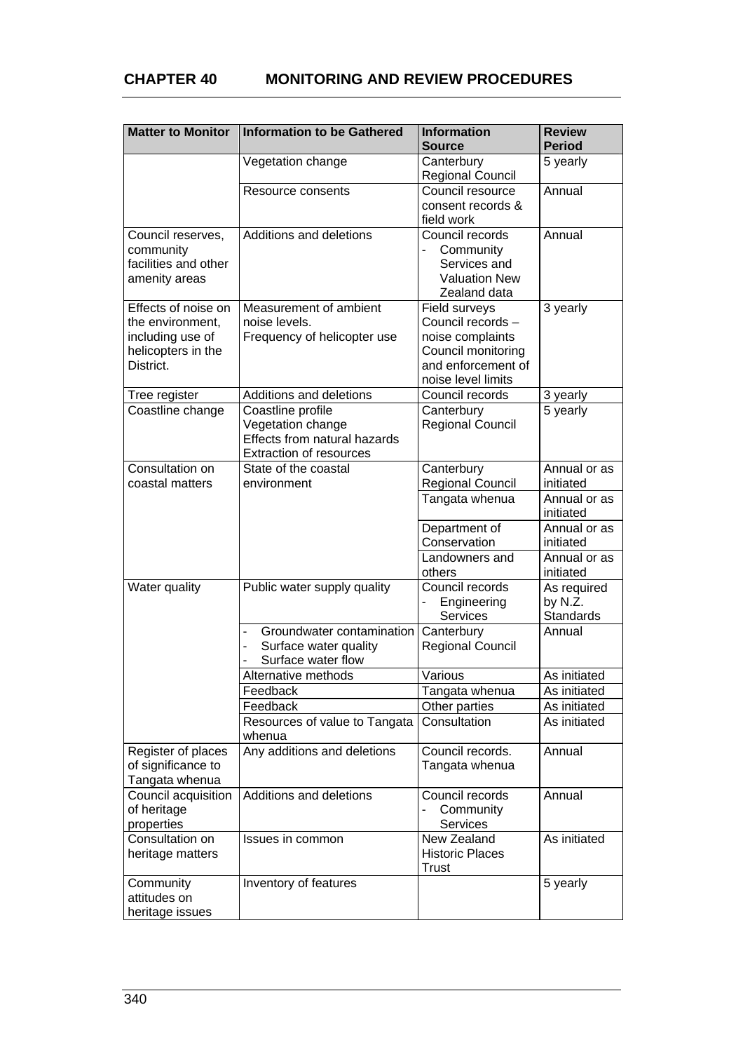## CHAPTER 40 MONITORING AND REVIEW PROCEDURES

| Matter to Monitor | Information to be Gathered | Information Source | Review Period |
|---|---|---|---|
| | Vegetation change | Canterbury Regional Council | 5 yearly |
| | Resource consents | Council resource consent records & field work | Annual |
| Council reserves, community facilities and other amenity areas | Additions and deletions | Council records - Community Services and Valuation New Zealand data | Annual |
| Effects of noise on the environment, including use of helicopters in the District. | Measurement of ambient noise levels. Frequency of helicopter use | Field surveys Council records – noise complaints Council monitoring and enforcement of noise level limits | 3 yearly |
| Tree register | Additions and deletions | Council records | 3 yearly |
| Coastline change | Coastline profile Vegetation change Effects from natural hazards Extraction of resources | Canterbury Regional Council | 5 yearly |
| Consultation on coastal matters | State of the coastal environment | Canterbury Regional Council | Annual or as initiated |
| | | Tangata whenua | Annual or as initiated |
| | | Department of Conservation | Annual or as initiated |
| | | Landowners and others | Annual or as initiated |
| Water quality | Public water supply quality | Council records - Engineering Services | As required by N.Z. Standards |
| | - Groundwater contamination - Surface water quality - Surface water flow | Canterbury Regional Council | Annual |
| | Alternative methods | Various | As initiated |
| | Feedback | Tangata whenua | As initiated |
| | Feedback | Other parties | As initiated |
| | Resources of value to Tangata whenua | Consultation | As initiated |
| Register of places of significance to Tangata whenua | Any additions and deletions | Council records. Tangata whenua | Annual |
| Council acquisition of heritage properties | Additions and deletions | Council records - Community Services | Annual |
| Consultation on heritage matters | Issues in common | New Zealand Historic Places Trust | As initiated |
| Community attitudes on heritage issues | Inventory of features | | 5 yearly |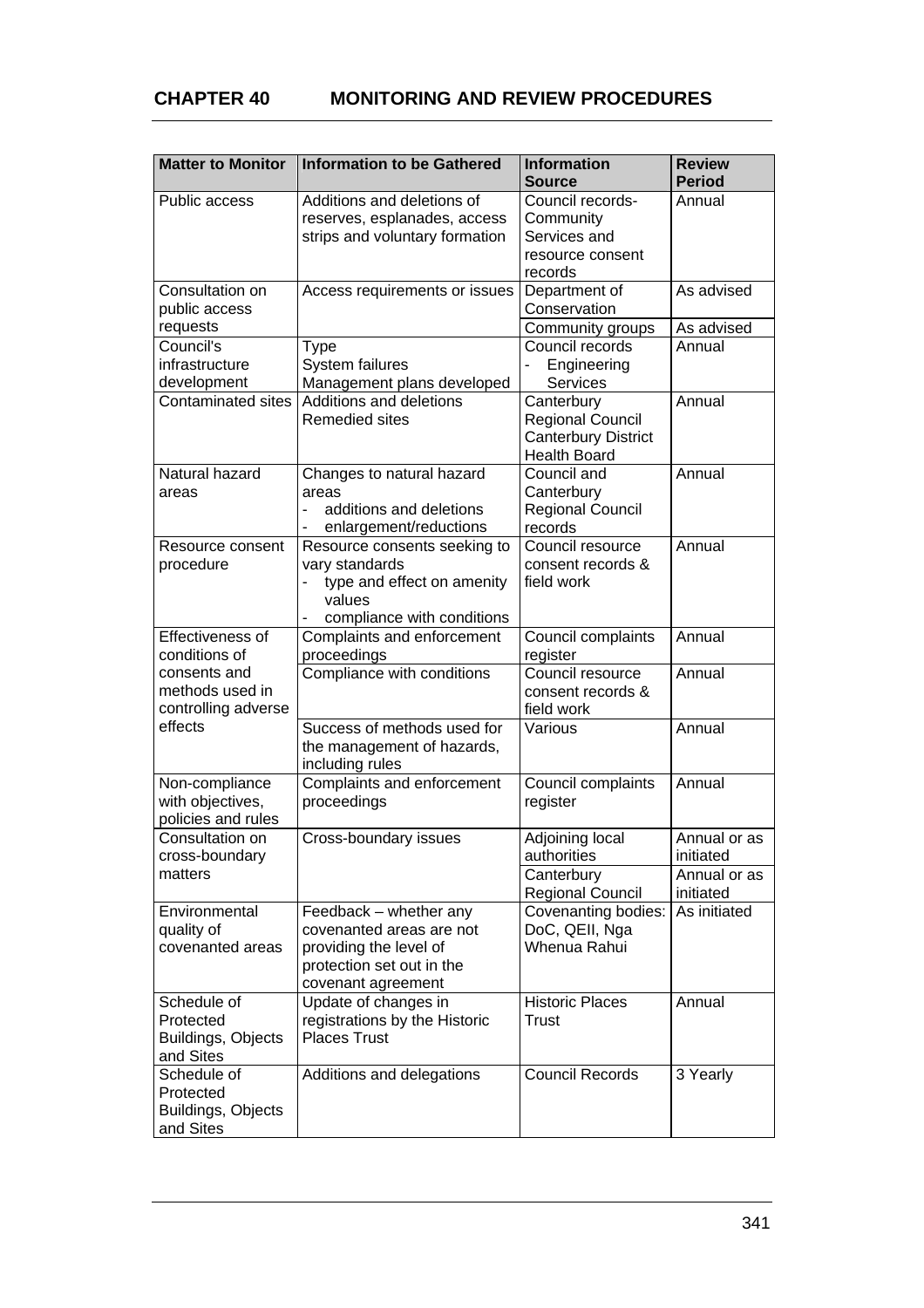# CHAPTER 40 MONITORING AND REVIEW PROCEDURES

| Matter to Monitor | Information to be Gathered | Information Source | Review Period |
|---|---|---|---|
| Public access | Additions and deletions of reserves, esplanades, access strips and voluntary formation | Council records- Community Services and resource consent records | Annual |
| Consultation on public access requests | Access requirements or issues | Department of Conservation | As advised |
| | | Community groups | As advised |
| Council's infrastructure development | Type<br>System failures<br>Management plans developed | Council records<br>- Engineering Services | Annual |
| Contaminated sites | Additions and deletions<br>Remedied sites | Canterbury Regional Council<br>Canterbury District Health Board | Annual |
| Natural hazard areas | Changes to natural hazard areas<br>- additions and deletions<br>- enlargement/reductions | Council and Canterbury Regional Council records | Annual |
| Resource consent procedure | Resource consents seeking to vary standards<br>- type and effect on amenity values<br>- compliance with conditions | Council resource consent records & field work | Annual |
| Effectiveness of conditions of consents and methods used in controlling adverse effects | Complaints and enforcement proceedings | Council complaints register | Annual |
| | Compliance with conditions | Council resource consent records & field work | Annual |
| | Success of methods used for the management of hazards, including rules | Various | Annual |
| Non-compliance with objectives, policies and rules | Complaints and enforcement proceedings | Council complaints register | Annual |
| Consultation on cross-boundary matters | Cross-boundary issues | Adjoining local authorities | Annual or as initiated |
| | | Canterbury Regional Council | Annual or as initiated |
| Environmental quality of covenanted areas | Feedback – whether any covenanted areas are not providing the level of protection set out in the covenant agreement | Covenanting bodies: DoC, QEII, Nga Whenua Rahui | As initiated |
| Schedule of Protected Buildings, Objects and Sites | Update of changes in registrations by the Historic Places Trust | Historic Places Trust | Annual |
| Schedule of Protected Buildings, Objects and Sites | Additions and delegations | Council Records | 3 Yearly |